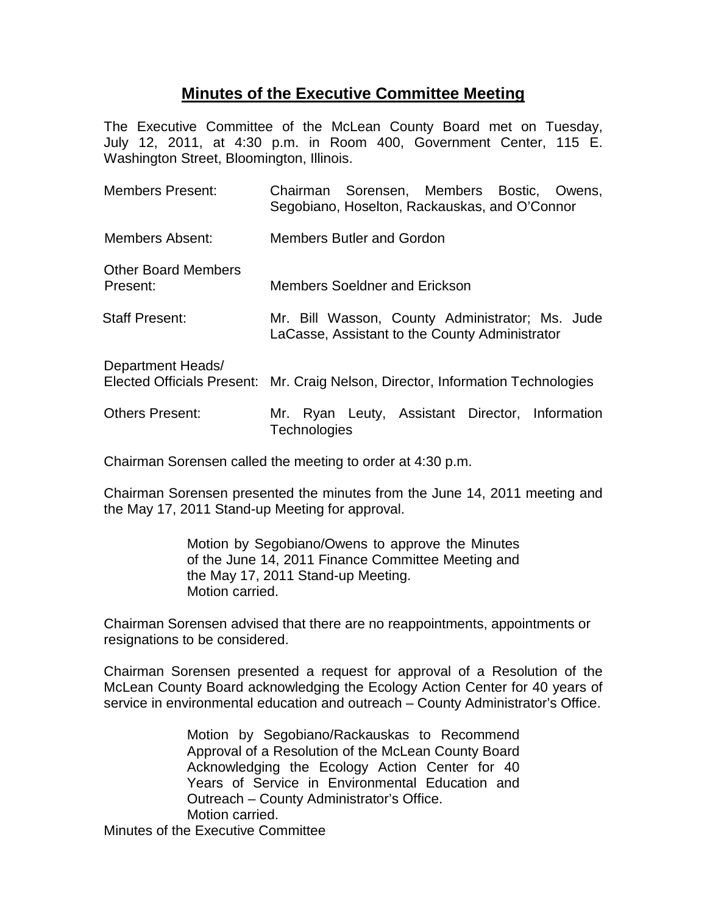# Minutes of the Executive Committee Meeting

The Executive Committee of the McLean County Board met on Tuesday, July 12, 2011, at 4:30 p.m. in Room 400, Government Center, 115 E. Washington Street, Bloomington, Illinois.

| | |
|---|---|
| Members Present: | Chairman Sorensen, Members Bostic, Owens, Segobiano, Hoselton, Rackauskas, and O'Connor |
| Members Absent: | Members Butler and Gordon |
| Other Board Members Present: | Members Soeldner and Erickson |
| Staff Present: | Mr. Bill Wasson, County Administrator; Ms. Jude LaCasse, Assistant to the County Administrator |
| Department Heads/ Elected Officials Present: | Mr. Craig Nelson, Director, Information Technologies |
| Others Present: | Mr. Ryan Leuty, Assistant Director, Information Technologies |

Chairman Sorensen called the meeting to order at 4:30 p.m.

Chairman Sorensen presented the minutes from the June 14, 2011 meeting and the May 17, 2011 Stand-up Meeting for approval.

> Motion by Segobiano/Owens to approve the Minutes of the June 14, 2011 Finance Committee Meeting and the May 17, 2011 Stand-up Meeting.
> Motion carried.

Chairman Sorensen advised that there are no reappointments, appointments or resignations to be considered.

Chairman Sorensen presented a request for approval of a Resolution of the McLean County Board acknowledging the Ecology Action Center for 40 years of service in environmental education and outreach – County Administrator's Office.

> Motion by Segobiano/Rackauskas to Recommend Approval of a Resolution of the McLean County Board Acknowledging the Ecology Action Center for 40 Years of Service in Environmental Education and Outreach – County Administrator's Office.
> Motion carried.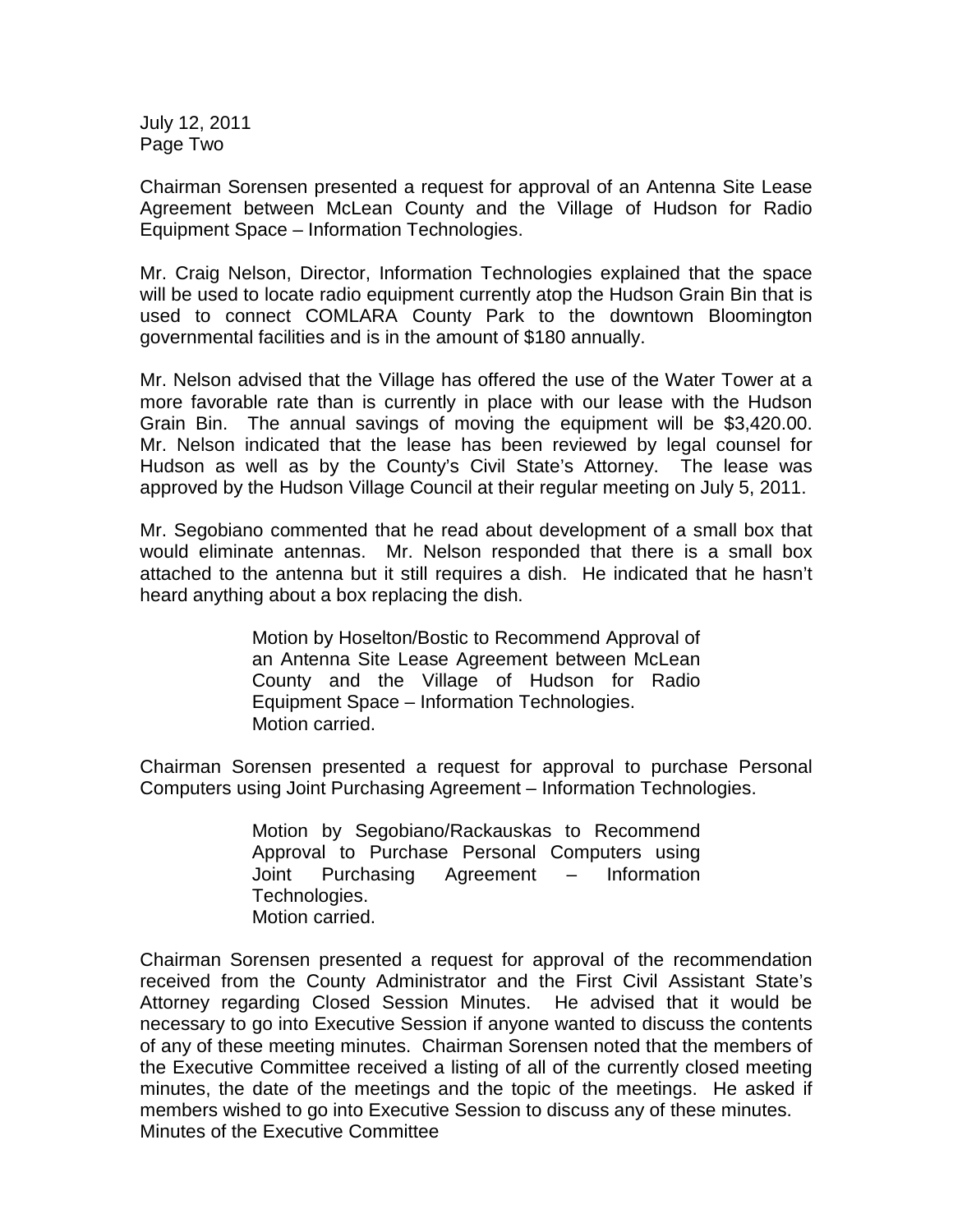Chairman Sorensen presented a request for approval of an Antenna Site Lease Agreement between McLean County and the Village of Hudson for Radio Equipment Space – Information Technologies.

Mr. Craig Nelson, Director, Information Technologies explained that the space will be used to locate radio equipment currently atop the Hudson Grain Bin that is used to connect COMLARA County Park to the downtown Bloomington governmental facilities and is in the amount of $180 annually.

Mr. Nelson advised that the Village has offered the use of the Water Tower at a more favorable rate than is currently in place with our lease with the Hudson Grain Bin. The annual savings of moving the equipment will be $3,420.00. Mr. Nelson indicated that the lease has been reviewed by legal counsel for Hudson as well as by the County's Civil State's Attorney. The lease was approved by the Hudson Village Council at their regular meeting on July 5, 2011.

Mr. Segobiano commented that he read about development of a small box that would eliminate antennas. Mr. Nelson responded that there is a small box attached to the antenna but it still requires a dish. He indicated that he hasn't heard anything about a box replacing the dish.

> Motion by Hoselton/Bostic to Recommend Approval of an Antenna Site Lease Agreement between McLean County and the Village of Hudson for Radio Equipment Space – Information Technologies.
> Motion carried.

Chairman Sorensen presented a request for approval to purchase Personal Computers using Joint Purchasing Agreement – Information Technologies.

> Motion by Segobiano/Rackauskas to Recommend Approval to Purchase Personal Computers using Joint Purchasing Agreement – Information Technologies.
> Motion carried.

Chairman Sorensen presented a request for approval of the recommendation received from the County Administrator and the First Civil Assistant State's Attorney regarding Closed Session Minutes. He advised that it would be necessary to go into Executive Session if anyone wanted to discuss the contents of any of these meeting minutes. Chairman Sorensen noted that the members of the Executive Committee received a listing of all of the currently closed meeting minutes, the date of the meetings and the topic of the meetings. He asked if members wished to go into Executive Session to discuss any of these minutes.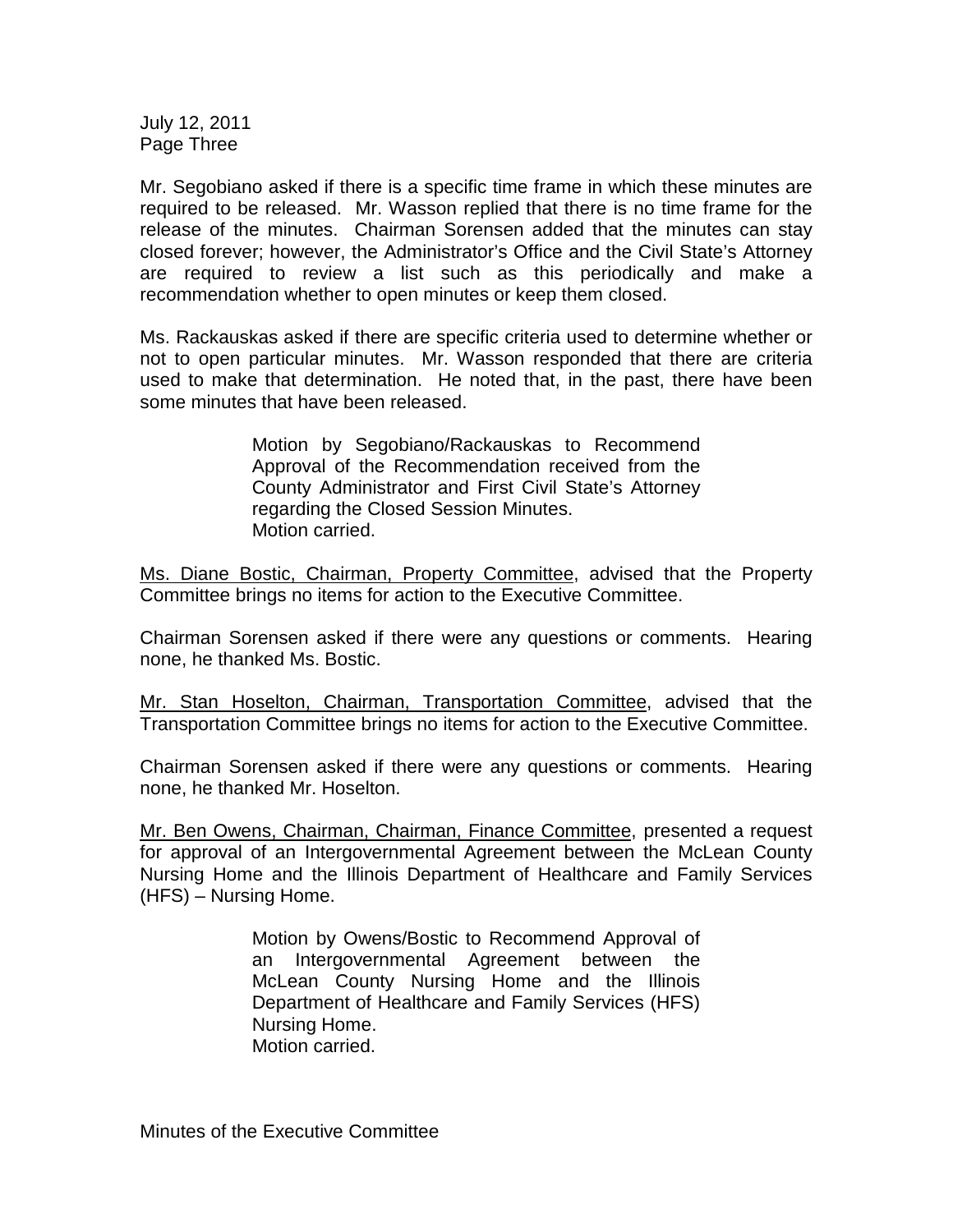Mr. Segobiano asked if there is a specific time frame in which these minutes are required to be released. Mr. Wasson replied that there is no time frame for the release of the minutes. Chairman Sorensen added that the minutes can stay closed forever; however, the Administrator's Office and the Civil State's Attorney are required to review a list such as this periodically and make a recommendation whether to open minutes or keep them closed.

Ms. Rackauskas asked if there are specific criteria used to determine whether or not to open particular minutes. Mr. Wasson responded that there are criteria used to make that determination. He noted that, in the past, there have been some minutes that have been released.

> Motion by Segobiano/Rackauskas to Recommend Approval of the Recommendation received from the County Administrator and First Civil State's Attorney regarding the Closed Session Minutes.
> Motion carried.

<u>Ms. Diane Bostic, Chairman, Property Committee</u>, advised that the Property Committee brings no items for action to the Executive Committee.

Chairman Sorensen asked if there were any questions or comments. Hearing none, he thanked Ms. Bostic.

<u>Mr. Stan Hoselton, Chairman, Transportation Committee</u>, advised that the Transportation Committee brings no items for action to the Executive Committee.

Chairman Sorensen asked if there were any questions or comments. Hearing none, he thanked Mr. Hoselton.

<u>Mr. Ben Owens, Chairman, Chairman, Finance Committee</u>, presented a request for approval of an Intergovernmental Agreement between the McLean County Nursing Home and the Illinois Department of Healthcare and Family Services (HFS) – Nursing Home.

> Motion by Owens/Bostic to Recommend Approval of an Intergovernmental Agreement between the McLean County Nursing Home and the Illinois Department of Healthcare and Family Services (HFS) Nursing Home.
> Motion carried.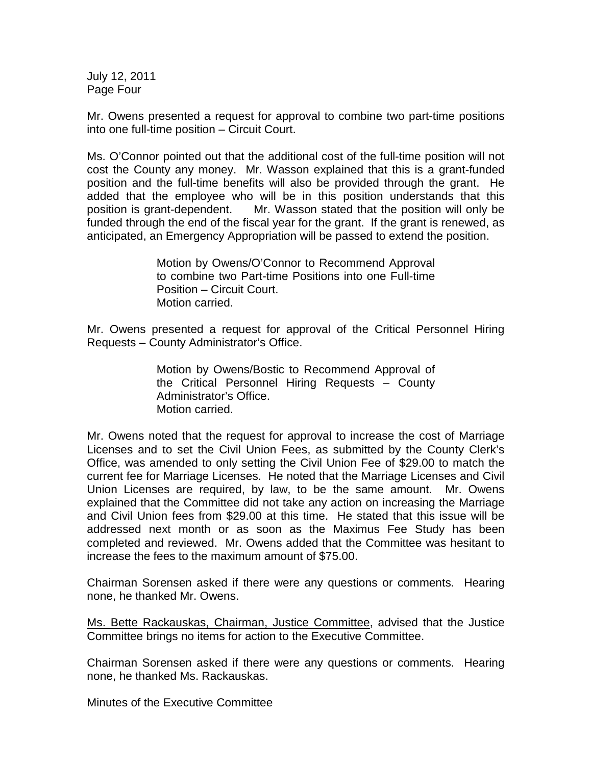Mr. Owens presented a request for approval to combine two part-time positions into one full-time position – Circuit Court.

Ms. O'Connor pointed out that the additional cost of the full-time position will not cost the County any money. Mr. Wasson explained that this is a grant-funded position and the full-time benefits will also be provided through the grant. He added that the employee who will be in this position understands that this position is grant-dependent. Mr. Wasson stated that the position will only be funded through the end of the fiscal year for the grant. If the grant is renewed, as anticipated, an Emergency Appropriation will be passed to extend the position.

> Motion by Owens/O'Connor to Recommend Approval to combine two Part-time Positions into one Full-time Position – Circuit Court.
> Motion carried.

Mr. Owens presented a request for approval of the Critical Personnel Hiring Requests – County Administrator's Office.

> Motion by Owens/Bostic to Recommend Approval of the Critical Personnel Hiring Requests – County Administrator's Office.
> Motion carried.

Mr. Owens noted that the request for approval to increase the cost of Marriage Licenses and to set the Civil Union Fees, as submitted by the County Clerk's Office, was amended to only setting the Civil Union Fee of $29.00 to match the current fee for Marriage Licenses. He noted that the Marriage Licenses and Civil Union Licenses are required, by law, to be the same amount. Mr. Owens explained that the Committee did not take any action on increasing the Marriage and Civil Union fees from $29.00 at this time. He stated that this issue will be addressed next month or as soon as the Maximus Fee Study has been completed and reviewed. Mr. Owens added that the Committee was hesitant to increase the fees to the maximum amount of $75.00.

Chairman Sorensen asked if there were any questions or comments. Hearing none, he thanked Mr. Owens.

<u>Ms. Bette Rackauskas, Chairman, Justice Committee</u>, advised that the Justice Committee brings no items for action to the Executive Committee.

Chairman Sorensen asked if there were any questions or comments. Hearing none, he thanked Ms. Rackauskas.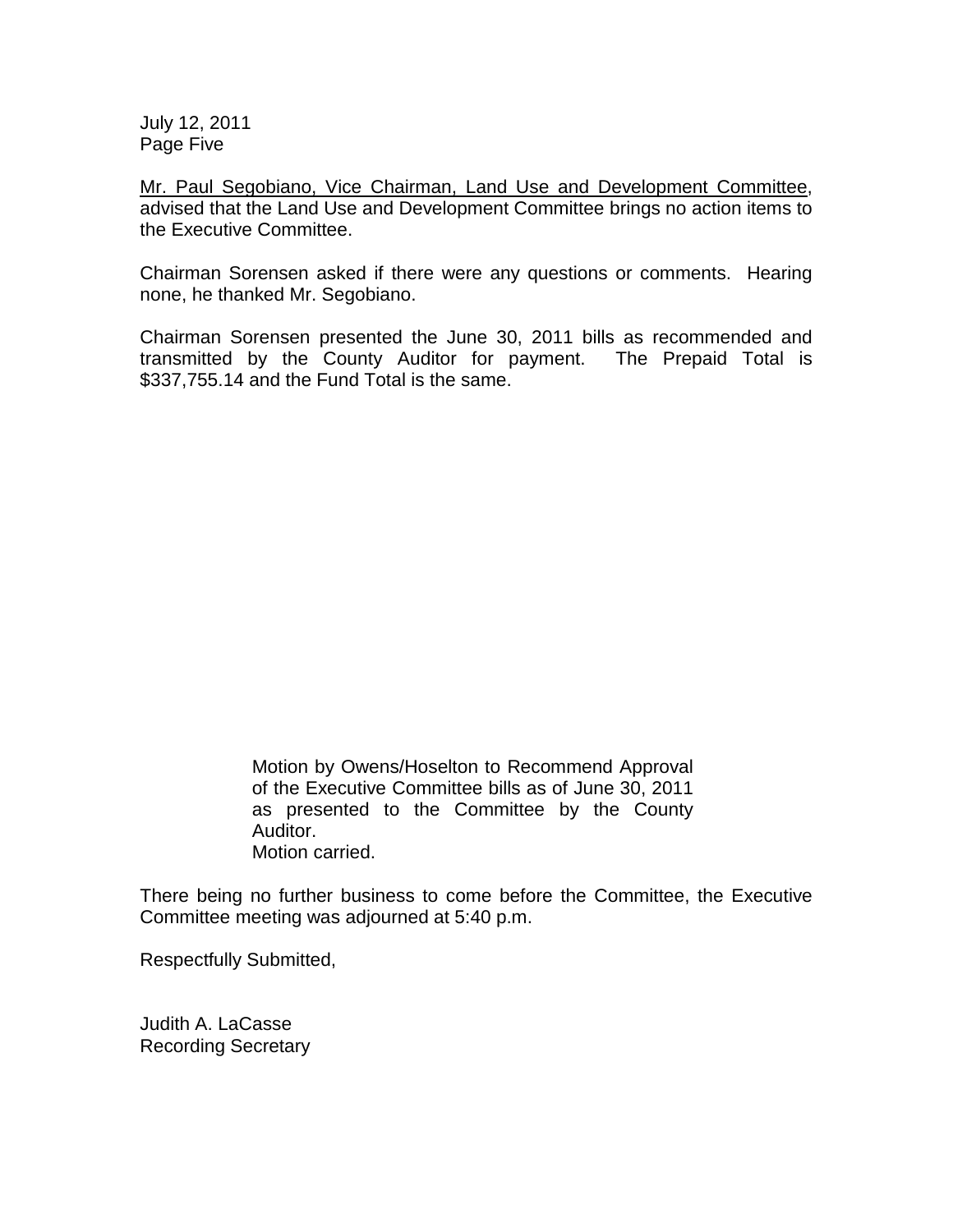July 12, 2011
Page Five

Mr. Paul Segobiano, Vice Chairman, Land Use and Development Committee, advised that the Land Use and Development Committee brings no action items to the Executive Committee.

Chairman Sorensen asked if there were any questions or comments. Hearing none, he thanked Mr. Segobiano.

Chairman Sorensen presented the June 30, 2011 bills as recommended and transmitted by the County Auditor for payment. The Prepaid Total is $337,755.14 and the Fund Total is the same.

> Motion by Owens/Hoselton to Recommend Approval of the Executive Committee bills as of June 30, 2011 as presented to the Committee by the County Auditor.
> Motion carried.

There being no further business to come before the Committee, the Executive Committee meeting was adjourned at 5:40 p.m.

Respectfully Submitted,

Judith A. LaCasse
Recording Secretary